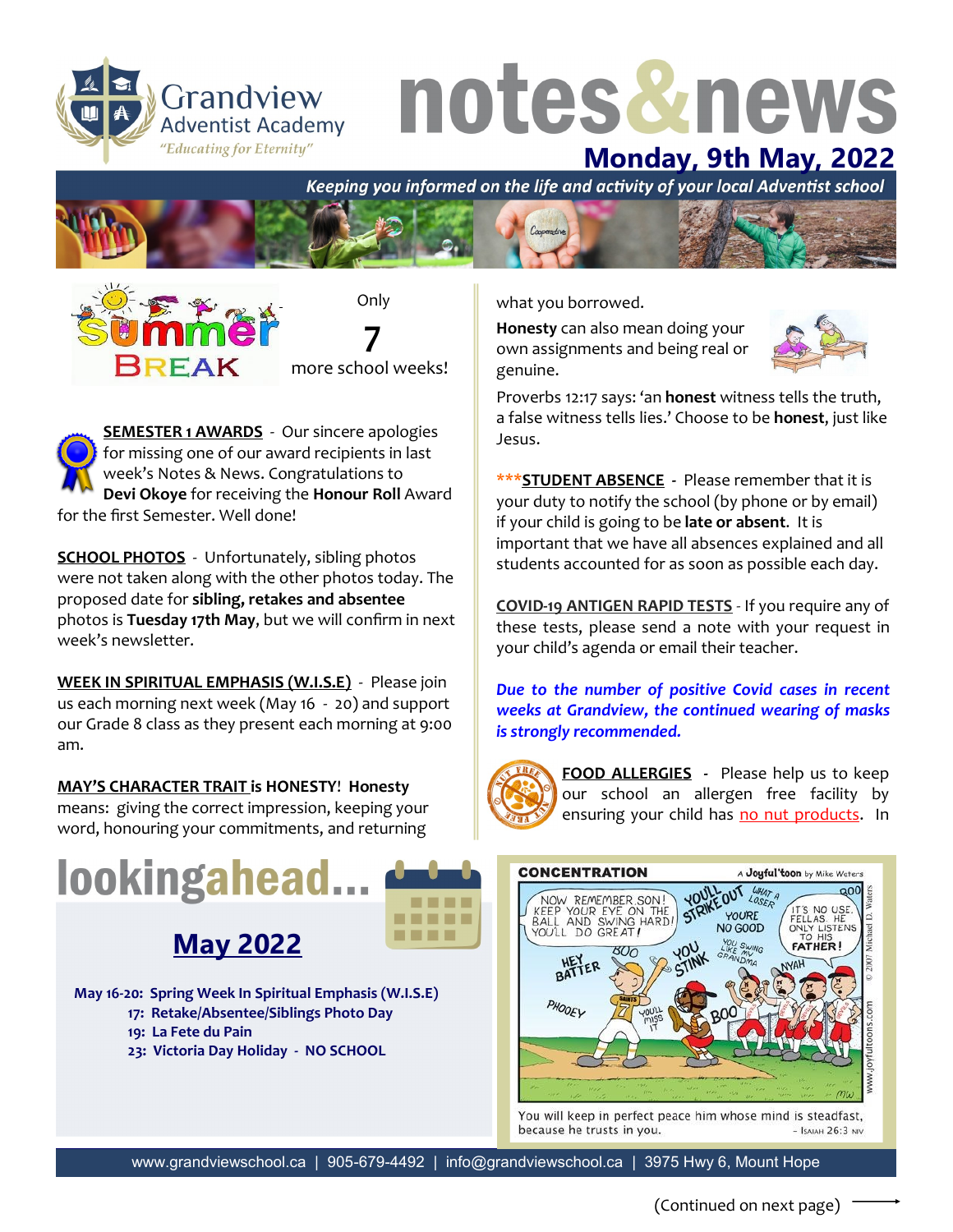# notes&news

Grandview Adventist Academy
*"Educating for Eternity"*

## Monday, 9th May, 2022

***Keeping you informed on the life and activity of your local Adventist school***

Summer BREAK

Only **7** more school weeks!

**SEMESTER 1 AWARDS** - Our sincere apologies for missing one of our award recipients in last week's Notes & News. Congratulations to **Devi Okoye** for receiving the **Honour Roll** Award for the first Semester. Well done!

**SCHOOL PHOTOS** - Unfortunately, sibling photos were not taken along with the other photos today. The proposed date for **sibling, retakes and absentee** photos is **Tuesday 17th May**, but we will confirm in next week's newsletter.

**WEEK IN SPIRITUAL EMPHASIS (W.I.S.E)** - Please join us each morning next week (May 16 - 20) and support our Grade 8 class as they present each morning at 9:00 am.

**MAY'S CHARACTER TRAIT is HONESTY! Honesty** means: giving the correct impression, keeping your word, honouring your commitments, and returning what you borrowed.

**Honesty** can also mean doing your own assignments and being real or genuine.

Proverbs 12:17 says: 'an **honest** witness tells the truth, a false witness tells lies.' Choose to be **honest**, just like Jesus.

*****STUDENT ABSENCE** - Please remember that it is your duty to notify the school (by phone or by email) if your child is going to be **late or absent**. It is important that we have all absences explained and all students accounted for as soon as possible each day.

**COVID-19 ANTIGEN RAPID TESTS** - If you require any of these tests, please send a note with your request in your child's agenda or email their teacher.

***Due to the number of positive Covid cases in recent weeks at Grandview, the continued wearing of masks is strongly recommended.***

**FOOD ALLERGIES** - Please help us to keep our school an allergen free facility by ensuring your child has no nut products. In

## lookingahead...

## May 2022

**May 16-20: Spring Week In Spiritual Emphasis (W.I.S.E)**
**17: Retake/Absentee/Siblings Photo Day**
**19: La Fete du Pain**
**23: Victoria Day Holiday - NO SCHOOL**

**CONCENTRATION** — A Joyful'toon by Mike Waters

You will keep in perfect peace him whose mind is steadfast, because he trusts in you. – Isaiah 26:3 NIV

www.grandviewschool.ca | 905-679-4492 | info@grandviewschool.ca | 3975 Hwy 6, Mount Hope

(Continued on next page)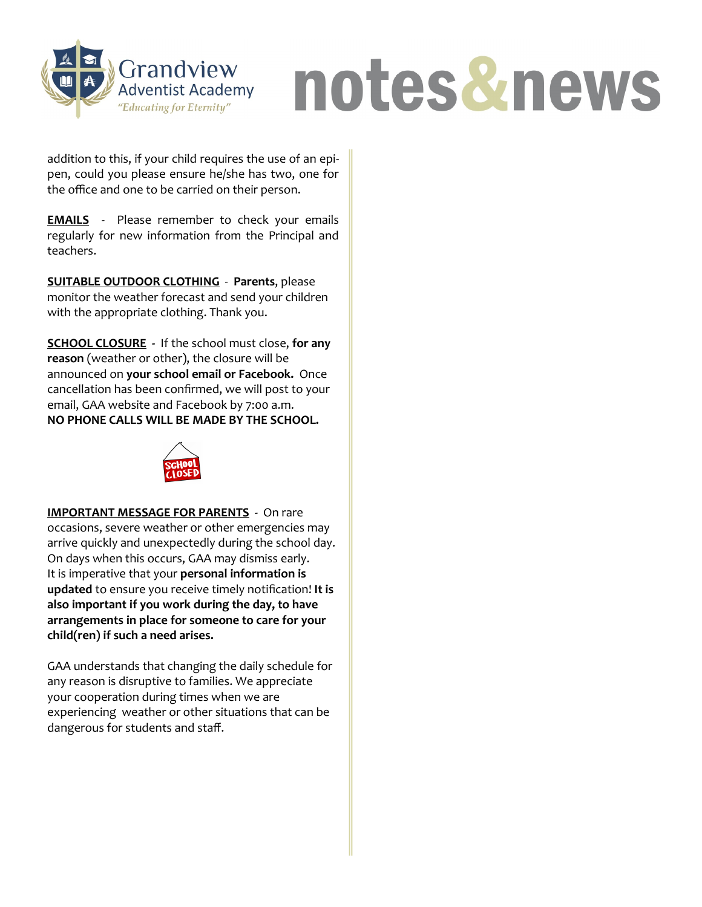addition to this, if your child requires the use of an epi-pen, could you please ensure he/she has two, one for the office and one to be carried on their person.

**EMAILS** - Please remember to check your emails regularly for new information from the Principal and teachers.

**SUITABLE OUTDOOR CLOTHING** - **Parents**, please monitor the weather forecast and send your children with the appropriate clothing. Thank you.

**SCHOOL CLOSURE** - If the school must close, **for any reason** (weather or other), the closure will be announced on **your school email or Facebook.** Once cancellation has been confirmed, we will post to your email, GAA website and Facebook by 7:00 a.m.
**NO PHONE CALLS WILL BE MADE BY THE SCHOOL.**

**IMPORTANT MESSAGE FOR PARENTS** - On rare occasions, severe weather or other emergencies may arrive quickly and unexpectedly during the school day. On days when this occurs, GAA may dismiss early. It is imperative that your **personal information is updated** to ensure you receive timely notification! **It is also important if you work during the day, to have arrangements in place for someone to care for your child(ren) if such a need arises.**

GAA understands that changing the daily schedule for any reason is disruptive to families. We appreciate your cooperation during times when we are experiencing weather or other situations that can be dangerous for students and staff.